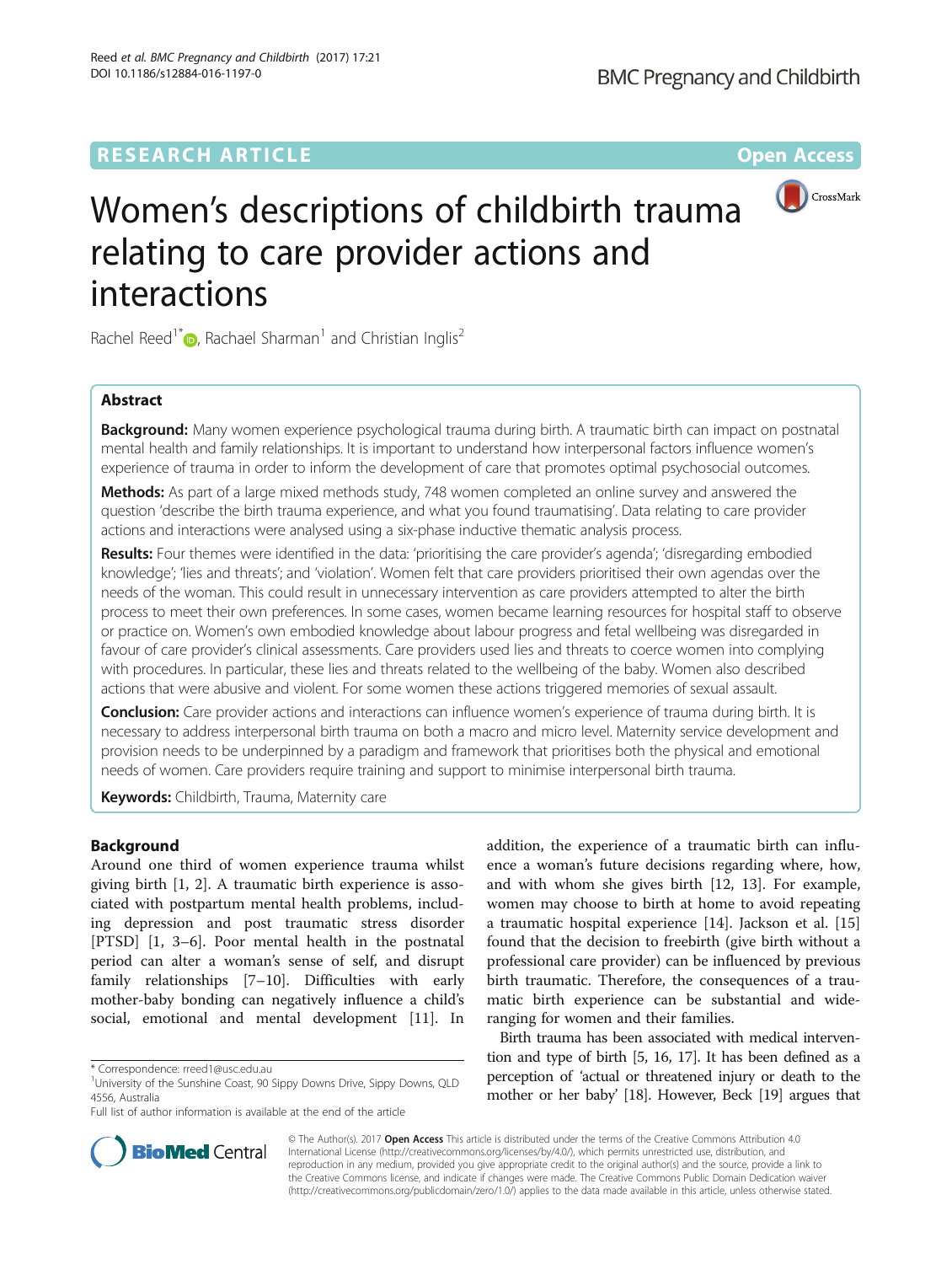RESEARCH ARTICLE

Open Access

# Women's descriptions of childbirth trauma relating to care provider actions and interactions

Rachel Reed[1*], Rachael Sharman[1] and Christian Inglis[2]

## Abstract

**Background:** Many women experience psychological trauma during birth. A traumatic birth can impact on postnatal mental health and family relationships. It is important to understand how interpersonal factors influence women's experience of trauma in order to inform the development of care that promotes optimal psychosocial outcomes.

**Methods:** As part of a large mixed methods study, 748 women completed an online survey and answered the question 'describe the birth trauma experience, and what you found traumatising'. Data relating to care provider actions and interactions were analysed using a six-phase inductive thematic analysis process.

**Results:** Four themes were identified in the data: 'prioritising the care provider's agenda'; 'disregarding embodied knowledge'; 'lies and threats'; and 'violation'. Women felt that care providers prioritised their own agendas over the needs of the woman. This could result in unnecessary intervention as care providers attempted to alter the birth process to meet their own preferences. In some cases, women became learning resources for hospital staff to observe or practice on. Women's own embodied knowledge about labour progress and fetal wellbeing was disregarded in favour of care provider's clinical assessments. Care providers used lies and threats to coerce women into complying with procedures. In particular, these lies and threats related to the wellbeing of the baby. Women also described actions that were abusive and violent. For some women these actions triggered memories of sexual assault.

**Conclusion:** Care provider actions and interactions can influence women's experience of trauma during birth. It is necessary to address interpersonal birth trauma on both a macro and micro level. Maternity service development and provision needs to be underpinned by a paradigm and framework that prioritises both the physical and emotional needs of women. Care providers require training and support to minimise interpersonal birth trauma.

**Keywords:** Childbirth, Trauma, Maternity care

## Background

Around one third of women experience trauma whilst giving birth [1, 2]. A traumatic birth experience is associated with postpartum mental health problems, including depression and post traumatic stress disorder [PTSD] [1, 3–6]. Poor mental health in the postnatal period can alter a woman's sense of self, and disrupt family relationships [7–10]. Difficulties with early mother-baby bonding can negatively influence a child's social, emotional and mental development [11]. In addition, the experience of a traumatic birth can influence a woman's future decisions regarding where, how, and with whom she gives birth [12, 13]. For example, women may choose to birth at home to avoid repeating a traumatic hospital experience [14]. Jackson et al. [15] found that the decision to freebirth (give birth without a professional care provider) can be influenced by previous birth traumatic. Therefore, the consequences of a traumatic birth experience can be substantial and wide-ranging for women and their families.

Birth trauma has been associated with medical intervention and type of birth [5, 16, 17]. It has been defined as a perception of 'actual or threatened injury or death to the mother or her baby' [18]. However, Beck [19] argues that

\* Correspondence: rreed1@usc.edu.au
[1]University of the Sunshine Coast, 90 Sippy Downs Drive, Sippy Downs, QLD 4556, Australia
Full list of author information is available at the end of the article

© The Author(s). 2017 **Open Access** This article is distributed under the terms of the Creative Commons Attribution 4.0 International License (http://creativecommons.org/licenses/by/4.0/), which permits unrestricted use, distribution, and reproduction in any medium, provided you give appropriate credit to the original author(s) and the source, provide a link to the Creative Commons license, and indicate if changes were made. The Creative Commons Public Domain Dedication waiver (http://creativecommons.org/publicdomain/zero/1.0/) applies to the data made available in this article, unless otherwise stated.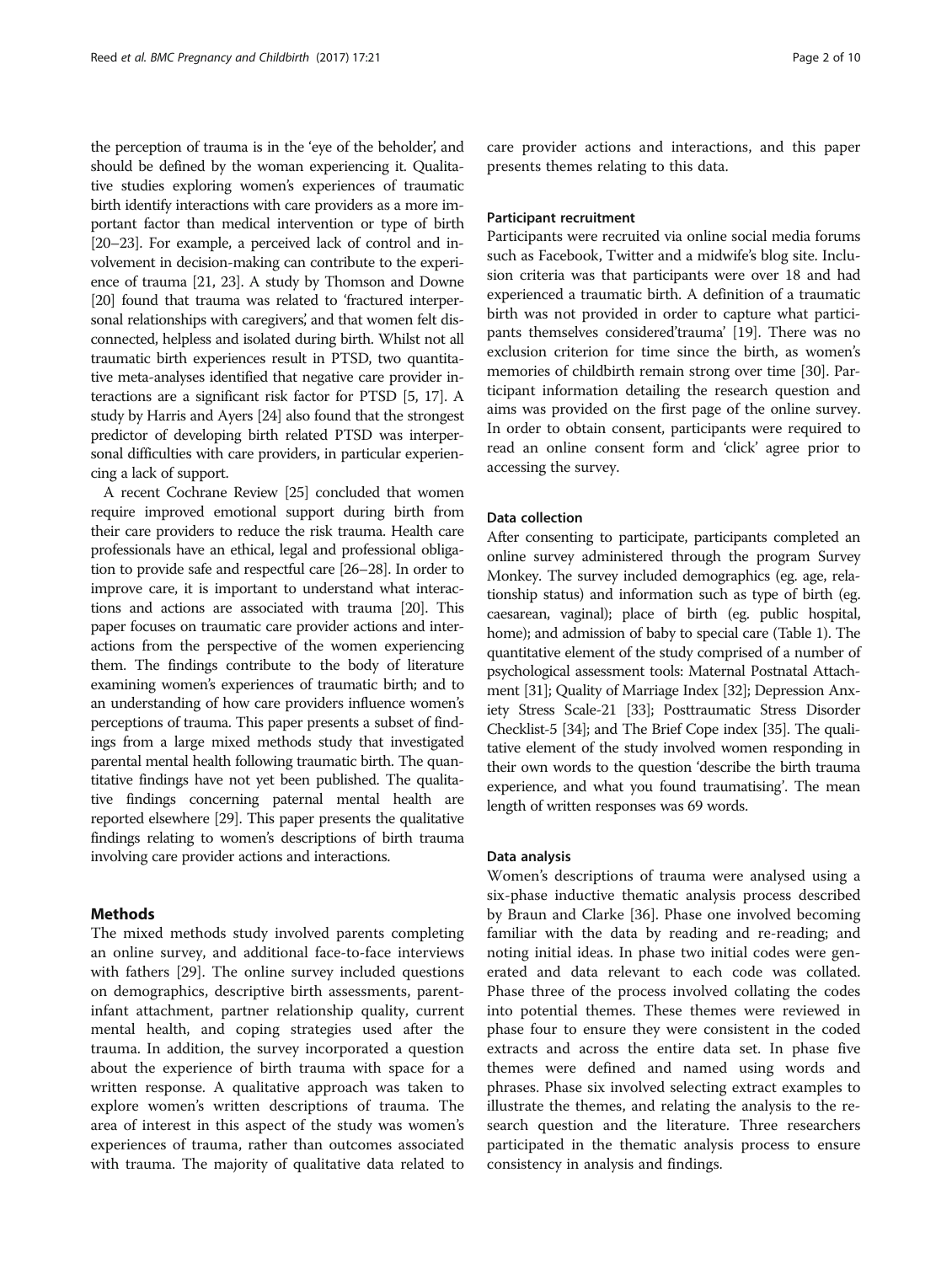the perception of trauma is in the 'eye of the beholder', and should be defined by the woman experiencing it. Qualitative studies exploring women's experiences of traumatic birth identify interactions with care providers as a more important factor than medical intervention or type of birth [20–23]. For example, a perceived lack of control and involvement in decision-making can contribute to the experience of trauma [21, 23]. A study by Thomson and Downe [20] found that trauma was related to 'fractured interpersonal relationships with caregivers', and that women felt disconnected, helpless and isolated during birth. Whilst not all traumatic birth experiences result in PTSD, two quantitative meta-analyses identified that negative care provider interactions are a significant risk factor for PTSD [5, 17]. A study by Harris and Ayers [24] also found that the strongest predictor of developing birth related PTSD was interpersonal difficulties with care providers, in particular experiencing a lack of support.

A recent Cochrane Review [25] concluded that women require improved emotional support during birth from their care providers to reduce the risk trauma. Health care professionals have an ethical, legal and professional obligation to provide safe and respectful care [26–28]. In order to improve care, it is important to understand what interactions and actions are associated with trauma [20]. This paper focuses on traumatic care provider actions and interactions from the perspective of the women experiencing them. The findings contribute to the body of literature examining women's experiences of traumatic birth; and to an understanding of how care providers influence women's perceptions of trauma. This paper presents a subset of findings from a large mixed methods study that investigated parental mental health following traumatic birth. The quantitative findings have not yet been published. The qualitative findings concerning paternal mental health are reported elsewhere [29]. This paper presents the qualitative findings relating to women's descriptions of birth trauma involving care provider actions and interactions.

## Methods

The mixed methods study involved parents completing an online survey, and additional face-to-face interviews with fathers [29]. The online survey included questions on demographics, descriptive birth assessments, parent-infant attachment, partner relationship quality, current mental health, and coping strategies used after the trauma. In addition, the survey incorporated a question about the experience of birth trauma with space for a written response. A qualitative approach was taken to explore women's written descriptions of trauma. The area of interest in this aspect of the study was women's experiences of trauma, rather than outcomes associated with trauma. The majority of qualitative data related to care provider actions and interactions, and this paper presents themes relating to this data.

### Participant recruitment

Participants were recruited via online social media forums such as Facebook, Twitter and a midwife's blog site. Inclusion criteria was that participants were over 18 and had experienced a traumatic birth. A definition of a traumatic birth was not provided in order to capture what participants themselves considered'trauma' [19]. There was no exclusion criterion for time since the birth, as women's memories of childbirth remain strong over time [30]. Participant information detailing the research question and aims was provided on the first page of the online survey. In order to obtain consent, participants were required to read an online consent form and 'click' agree prior to accessing the survey.

### Data collection

After consenting to participate, participants completed an online survey administered through the program Survey Monkey. The survey included demographics (eg. age, relationship status) and information such as type of birth (eg. caesarean, vaginal); place of birth (eg. public hospital, home); and admission of baby to special care (Table 1). The quantitative element of the study comprised of a number of psychological assessment tools: Maternal Postnatal Attachment [31]; Quality of Marriage Index [32]; Depression Anxiety Stress Scale-21 [33]; Posttraumatic Stress Disorder Checklist-5 [34]; and The Brief Cope index [35]. The qualitative element of the study involved women responding in their own words to the question 'describe the birth trauma experience, and what you found traumatising'. The mean length of written responses was 69 words.

### Data analysis

Women's descriptions of trauma were analysed using a six-phase inductive thematic analysis process described by Braun and Clarke [36]. Phase one involved becoming familiar with the data by reading and re-reading; and noting initial ideas. In phase two initial codes were generated and data relevant to each code was collated. Phase three of the process involved collating the codes into potential themes. These themes were reviewed in phase four to ensure they were consistent in the coded extracts and across the entire data set. In phase five themes were defined and named using words and phrases. Phase six involved selecting extract examples to illustrate the themes, and relating the analysis to the research question and the literature. Three researchers participated in the thematic analysis process to ensure consistency in analysis and findings.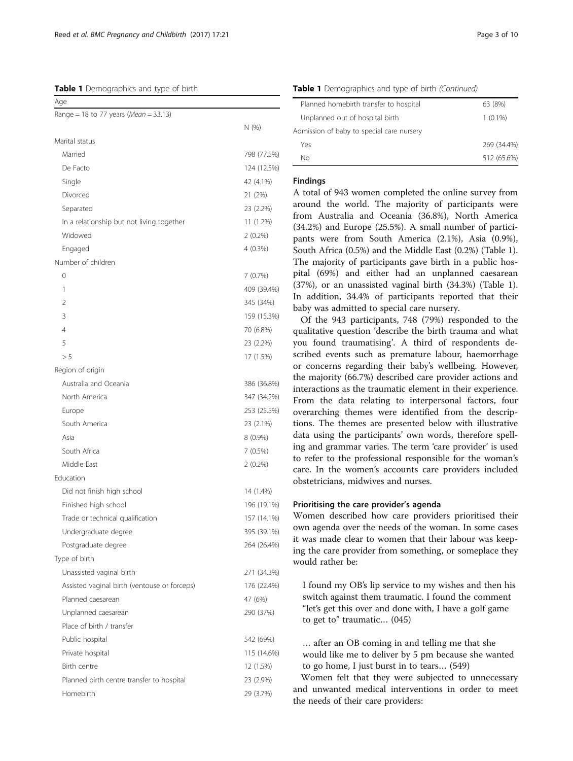**Table 1** Demographics and type of birth

| Age | |
|---|---|
| Range = 18 to 77 years (*Mean* = 33.13) | |
| | N (%) |
| Marital status | |
| Married | 798 (77.5%) |
| De Facto | 124 (12.5%) |
| Single | 42 (4.1%) |
| Divorced | 21 (2%) |
| Separated | 23 (2.2%) |
| In a relationship but not living together | 11 (1.2%) |
| Widowed | 2 (0.2%) |
| Engaged | 4 (0.3%) |
| Number of children | |
| 0 | 7 (0.7%) |
| 1 | 409 (39.4%) |
| 2 | 345 (34%) |
| 3 | 159 (15.3%) |
| 4 | 70 (6.8%) |
| 5 | 23 (2.2%) |
| > 5 | 17 (1.5%) |
| Region of origin | |
| Australia and Oceania | 386 (36.8%) |
| North America | 347 (34.2%) |
| Europe | 253 (25.5%) |
| South America | 23 (2.1%) |
| Asia | 8 (0.9%) |
| South Africa | 7 (0.5%) |
| Middle East | 2 (0.2%) |
| Education | |
| Did not finish high school | 14 (1.4%) |
| Finished high school | 196 (19.1%) |
| Trade or technical qualification | 157 (14.1%) |
| Undergraduate degree | 395 (39.1%) |
| Postgraduate degree | 264 (26.4%) |
| Type of birth | |
| Unassisted vaginal birth | 271 (34.3%) |
| Assisted vaginal birth (ventouse or forceps) | 176 (22.4%) |
| Planned caesarean | 47 (6%) |
| Unplanned caesarean | 290 (37%) |
| Place of birth / transfer | |
| Public hospital | 542 (69%) |
| Private hospital | 115 (14.6%) |
| Birth centre | 12 (1.5%) |
| Planned birth centre transfer to hospital | 23 (2.9%) |
| Homebirth | 29 (3.7%) |
| Planned homebirth transfer to hospital | 63 (8%) |
| Unplanned out of hospital birth | 1 (0.1%) |
| Admission of baby to special care nursery | |
| Yes | 269 (34.4%) |
| No | 512 (65.6%) |

## Findings

A total of 943 women completed the online survey from around the world. The majority of participants were from Australia and Oceania (36.8%), North America (34.2%) and Europe (25.5%). A small number of participants were from South America (2.1%), Asia (0.9%), South Africa (0.5%) and the Middle East (0.2%) (Table 1). The majority of participants gave birth in a public hospital (69%) and either had an unplanned caesarean (37%), or an unassisted vaginal birth (34.3%) (Table 1). In addition, 34.4% of participants reported that their baby was admitted to special care nursery.

Of the 943 participants, 748 (79%) responded to the qualitative question 'describe the birth trauma and what you found traumatising'. A third of respondents described events such as premature labour, haemorrhage or concerns regarding their baby's wellbeing. However, the majority (66.7%) described care provider actions and interactions as the traumatic element in their experience. From the data relating to interpersonal factors, four overarching themes were identified from the descriptions. The themes are presented below with illustrative data using the participants' own words, therefore spelling and grammar varies. The term 'care provider' is used to refer to the professional responsible for the woman's care. In the women's accounts care providers included obstetricians, midwives and nurses.

### Prioritising the care provider's agenda

Women described how care providers prioritised their own agenda over the needs of the woman. In some cases it was made clear to women that their labour was keeping the care provider from something, or someplace they would rather be:

> I found my OB's lip service to my wishes and then his switch against them traumatic. I found the comment "let's get this over and done with, I have a golf game to get to" traumatic… (045)

> … after an OB coming in and telling me that she would like me to deliver by 5 pm because she wanted to go home, I just burst in to tears… (549)

Women felt that they were subjected to unnecessary and unwanted medical interventions in order to meet the needs of their care providers: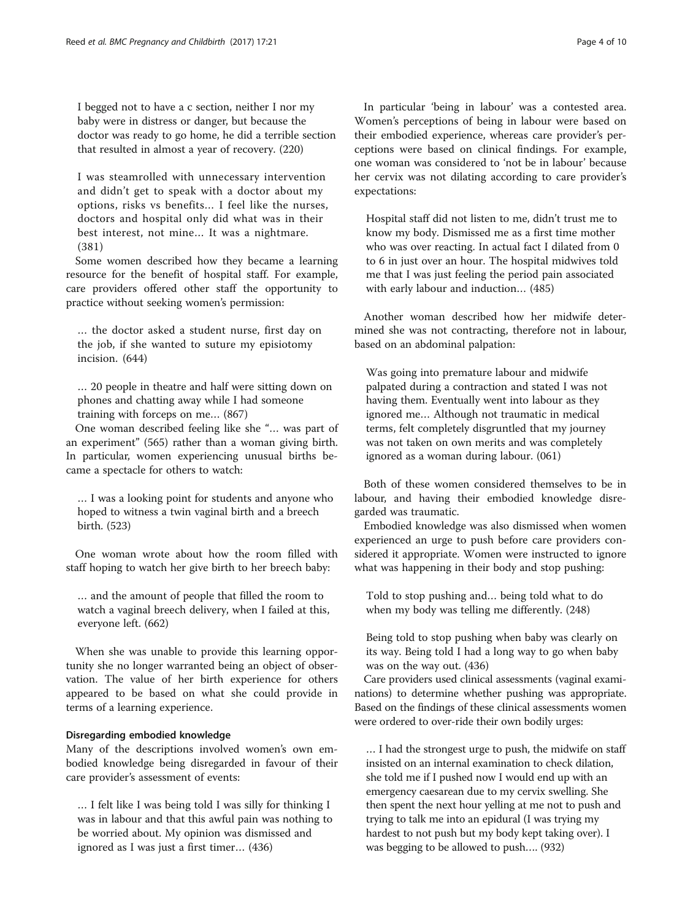> I begged not to have a c section, neither I nor my baby were in distress or danger, but because the doctor was ready to go home, he did a terrible section that resulted in almost a year of recovery. (220)

> I was steamrolled with unnecessary intervention and didn't get to speak with a doctor about my options, risks vs benefits… I feel like the nurses, doctors and hospital only did what was in their best interest, not mine… It was a nightmare. (381)

Some women described how they became a learning resource for the benefit of hospital staff. For example, care providers offered other staff the opportunity to practice without seeking women's permission:

> … the doctor asked a student nurse, first day on the job, if she wanted to suture my episiotomy incision. (644)

> … 20 people in theatre and half were sitting down on phones and chatting away while I had someone training with forceps on me… (867)

One woman described feeling like she "… was part of an experiment" (565) rather than a woman giving birth. In particular, women experiencing unusual births became a spectacle for others to watch:

> … I was a looking point for students and anyone who hoped to witness a twin vaginal birth and a breech birth. (523)

One woman wrote about how the room filled with staff hoping to watch her give birth to her breech baby:

> … and the amount of people that filled the room to watch a vaginal breech delivery, when I failed at this, everyone left. (662)

When she was unable to provide this learning opportunity she no longer warranted being an object of observation. The value of her birth experience for others appeared to be based on what she could provide in terms of a learning experience.

#### Disregarding embodied knowledge

Many of the descriptions involved women's own embodied knowledge being disregarded in favour of their care provider's assessment of events:

> … I felt like I was being told I was silly for thinking I was in labour and that this awful pain was nothing to be worried about. My opinion was dismissed and ignored as I was just a first timer… (436)

In particular 'being in labour' was a contested area. Women's perceptions of being in labour were based on their embodied experience, whereas care provider's perceptions were based on clinical findings. For example, one woman was considered to 'not be in labour' because her cervix was not dilating according to care provider's expectations:

> Hospital staff did not listen to me, didn't trust me to know my body. Dismissed me as a first time mother who was over reacting. In actual fact I dilated from 0 to 6 in just over an hour. The hospital midwives told me that I was just feeling the period pain associated with early labour and induction… (485)

Another woman described how her midwife determined she was not contracting, therefore not in labour, based on an abdominal palpation:

> Was going into premature labour and midwife palpated during a contraction and stated I was not having them. Eventually went into labour as they ignored me… Although not traumatic in medical terms, felt completely disgruntled that my journey was not taken on own merits and was completely ignored as a woman during labour. (061)

Both of these women considered themselves to be in labour, and having their embodied knowledge disregarded was traumatic.

Embodied knowledge was also dismissed when women experienced an urge to push before care providers considered it appropriate. Women were instructed to ignore what was happening in their body and stop pushing:

> Told to stop pushing and… being told what to do when my body was telling me differently. (248)

> Being told to stop pushing when baby was clearly on its way. Being told I had a long way to go when baby was on the way out. (436)

Care providers used clinical assessments (vaginal examinations) to determine whether pushing was appropriate. Based on the findings of these clinical assessments women were ordered to over-ride their own bodily urges:

> … I had the strongest urge to push, the midwife on staff insisted on an internal examination to check dilation, she told me if I pushed now I would end up with an emergency caesarean due to my cervix swelling. She then spent the next hour yelling at me not to push and trying to talk me into an epidural (I was trying my hardest to not push but my body kept taking over). I was begging to be allowed to push…. (932)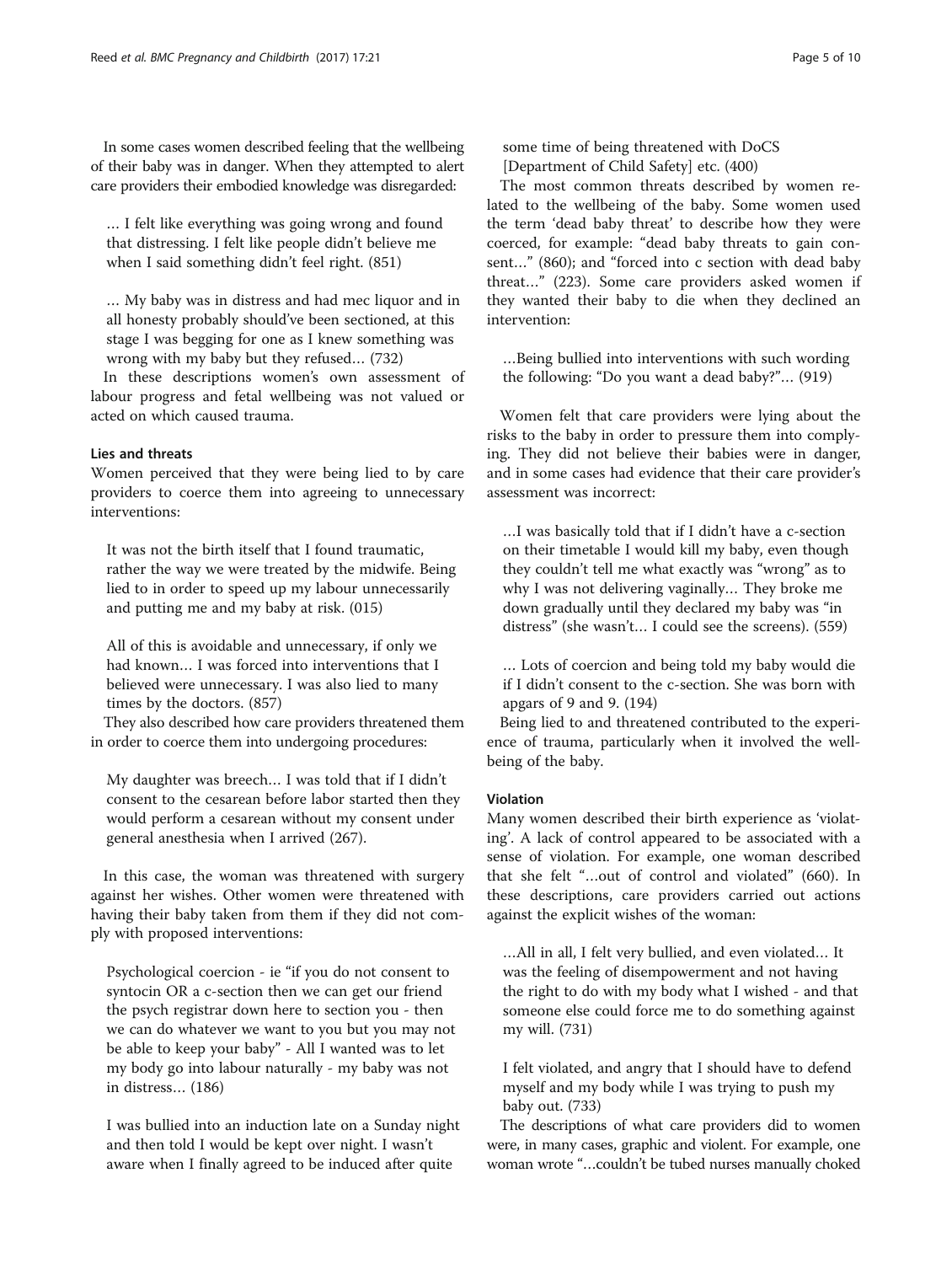In some cases women described feeling that the wellbeing of their baby was in danger. When they attempted to alert care providers their embodied knowledge was disregarded:

> … I felt like everything was going wrong and found that distressing. I felt like people didn't believe me when I said something didn't feel right. (851)

> … My baby was in distress and had mec liquor and in all honesty probably should've been sectioned, at this stage I was begging for one as I knew something was wrong with my baby but they refused… (732)

In these descriptions women's own assessment of labour progress and fetal wellbeing was not valued or acted on which caused trauma.

#### Lies and threats

Women perceived that they were being lied to by care providers to coerce them into agreeing to unnecessary interventions:

> It was not the birth itself that I found traumatic, rather the way we were treated by the midwife. Being lied to in order to speed up my labour unnecessarily and putting me and my baby at risk. (015)

> All of this is avoidable and unnecessary, if only we had known… I was forced into interventions that I believed were unnecessary. I was also lied to many times by the doctors. (857)

They also described how care providers threatened them in order to coerce them into undergoing procedures:

> My daughter was breech… I was told that if I didn't consent to the cesarean before labor started then they would perform a cesarean without my consent under general anesthesia when I arrived (267).

In this case, the woman was threatened with surgery against her wishes. Other women were threatened with having their baby taken from them if they did not comply with proposed interventions:

> Psychological coercion - ie "if you do not consent to syntocin OR a c-section then we can get our friend the psych registrar down here to section you - then we can do whatever we want to you but you may not be able to keep your baby" - All I wanted was to let my body go into labour naturally - my baby was not in distress… (186)

> I was bullied into an induction late on a Sunday night and then told I would be kept over night. I wasn't aware when I finally agreed to be induced after quite some time of being threatened with DoCS [Department of Child Safety] etc. (400)

The most common threats described by women related to the wellbeing of the baby. Some women used the term 'dead baby threat' to describe how they were coerced, for example: "dead baby threats to gain consent…" (860); and "forced into c section with dead baby threat…" (223). Some care providers asked women if they wanted their baby to die when they declined an intervention:

> …Being bullied into interventions with such wording the following: "Do you want a dead baby?"… (919)

Women felt that care providers were lying about the risks to the baby in order to pressure them into complying. They did not believe their babies were in danger, and in some cases had evidence that their care provider's assessment was incorrect:

> …I was basically told that if I didn't have a c-section on their timetable I would kill my baby, even though they couldn't tell me what exactly was "wrong" as to why I was not delivering vaginally… They broke me down gradually until they declared my baby was "in distress" (she wasn't… I could see the screens). (559)

> … Lots of coercion and being told my baby would die if I didn't consent to the c-section. She was born with apgars of 9 and 9. (194)

Being lied to and threatened contributed to the experience of trauma, particularly when it involved the wellbeing of the baby.

#### Violation

Many women described their birth experience as 'violating'. A lack of control appeared to be associated with a sense of violation. For example, one woman described that she felt "…out of control and violated" (660). In these descriptions, care providers carried out actions against the explicit wishes of the woman:

> …All in all, I felt very bullied, and even violated… It was the feeling of disempowerment and not having the right to do with my body what I wished - and that someone else could force me to do something against my will. (731)

> I felt violated, and angry that I should have to defend myself and my body while I was trying to push my baby out. (733)

The descriptions of what care providers did to women were, in many cases, graphic and violent. For example, one woman wrote "…couldn't be tubed nurses manually choked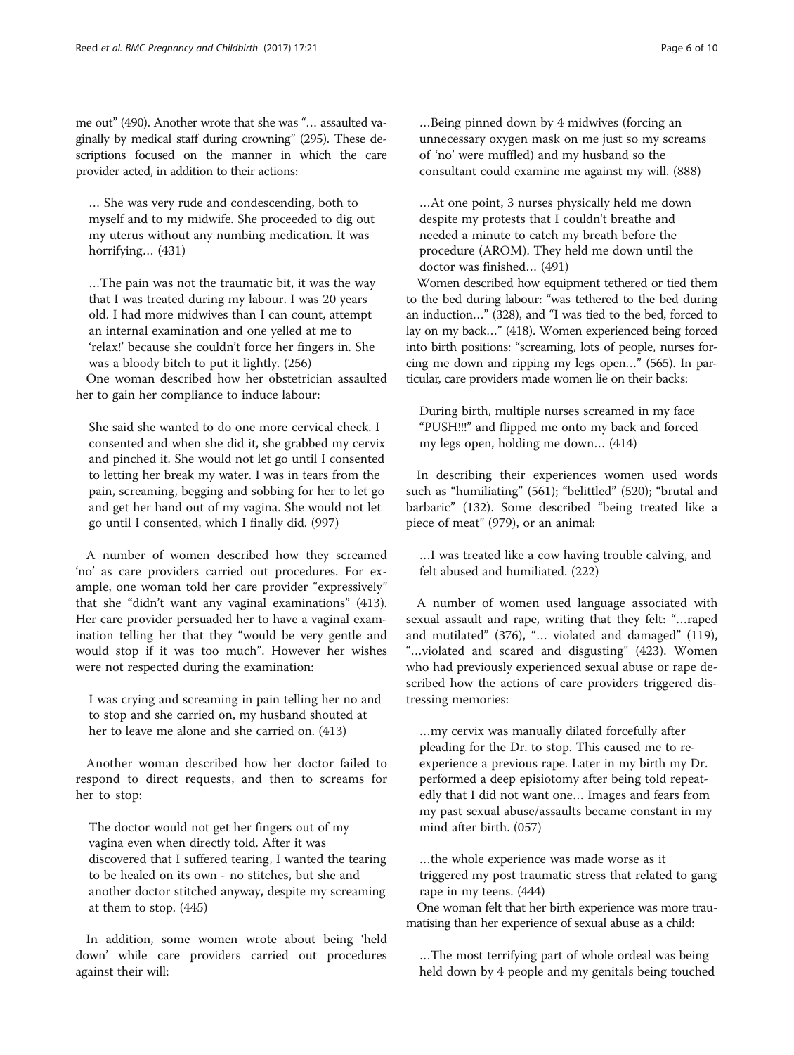me out" (490). Another wrote that she was "… assaulted vaginally by medical staff during crowning" (295). These descriptions focused on the manner in which the care provider acted, in addition to their actions:

> … She was very rude and condescending, both to myself and to my midwife. She proceeded to dig out my uterus without any numbing medication. It was horrifying… (431)

> …The pain was not the traumatic bit, it was the way that I was treated during my labour. I was 20 years old. I had more midwives than I can count, attempt an internal examination and one yelled at me to 'relax!' because she couldn't force her fingers in. She was a bloody bitch to put it lightly. (256)

One woman described how her obstetrician assaulted her to gain her compliance to induce labour:

> She said she wanted to do one more cervical check. I consented and when she did it, she grabbed my cervix and pinched it. She would not let go until I consented to letting her break my water. I was in tears from the pain, screaming, begging and sobbing for her to let go and get her hand out of my vagina. She would not let go until I consented, which I finally did. (997)

A number of women described how they screamed 'no' as care providers carried out procedures. For example, one woman told her care provider "expressively" that she "didn't want any vaginal examinations" (413). Her care provider persuaded her to have a vaginal examination telling her that they "would be very gentle and would stop if it was too much". However her wishes were not respected during the examination:

> I was crying and screaming in pain telling her no and to stop and she carried on, my husband shouted at her to leave me alone and she carried on. (413)

Another woman described how her doctor failed to respond to direct requests, and then to screams for her to stop:

> The doctor would not get her fingers out of my vagina even when directly told. After it was discovered that I suffered tearing, I wanted the tearing to be healed on its own - no stitches, but she and another doctor stitched anyway, despite my screaming at them to stop. (445)

In addition, some women wrote about being 'held down' while care providers carried out procedures against their will:

> …Being pinned down by 4 midwives (forcing an unnecessary oxygen mask on me just so my screams of 'no' were muffled) and my husband so the consultant could examine me against my will. (888)

> …At one point, 3 nurses physically held me down despite my protests that I couldn't breathe and needed a minute to catch my breath before the procedure (AROM). They held me down until the doctor was finished… (491)

Women described how equipment tethered or tied them to the bed during labour: "was tethered to the bed during an induction…" (328), and "I was tied to the bed, forced to lay on my back…" (418). Women experienced being forced into birth positions: "screaming, lots of people, nurses forcing me down and ripping my legs open…" (565). In particular, care providers made women lie on their backs:

> During birth, multiple nurses screamed in my face "PUSH!!!" and flipped me onto my back and forced my legs open, holding me down… (414)

In describing their experiences women used words such as "humiliating" (561); "belittled" (520); "brutal and barbaric" (132). Some described "being treated like a piece of meat" (979), or an animal:

> …I was treated like a cow having trouble calving, and felt abused and humiliated. (222)

A number of women used language associated with sexual assault and rape, writing that they felt: "…raped and mutilated" (376), "… violated and damaged" (119), "…violated and scared and disgusting" (423). Women who had previously experienced sexual abuse or rape described how the actions of care providers triggered distressing memories:

> …my cervix was manually dilated forcefully after pleading for the Dr. to stop. This caused me to re-experience a previous rape. Later in my birth my Dr. performed a deep episiotomy after being told repeatedly that I did not want one… Images and fears from my past sexual abuse/assaults became constant in my mind after birth. (057)

> …the whole experience was made worse as it triggered my post traumatic stress that related to gang rape in my teens. (444)

One woman felt that her birth experience was more traumatising than her experience of sexual abuse as a child:

> …The most terrifying part of whole ordeal was being held down by 4 people and my genitals being touched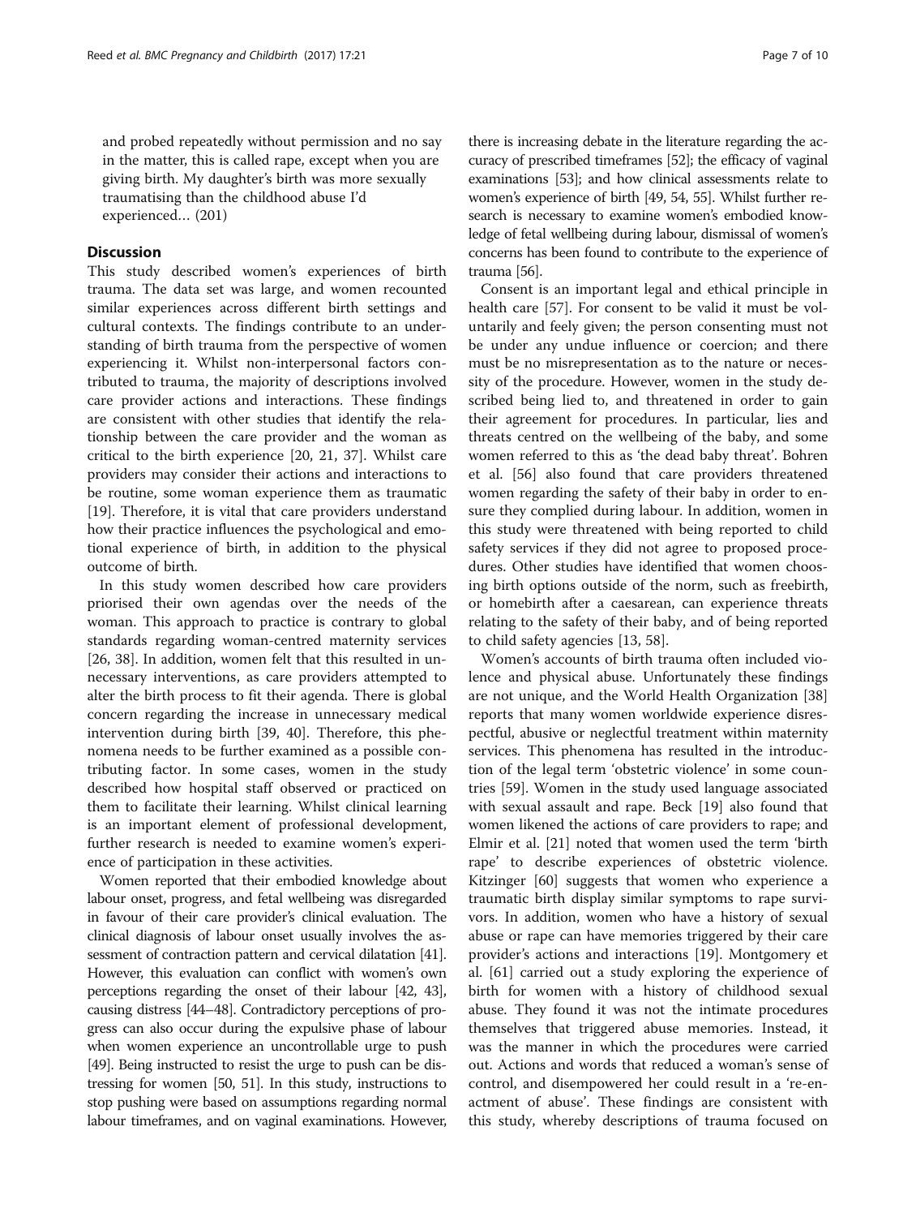and probed repeatedly without permission and no say in the matter, this is called rape, except when you are giving birth. My daughter's birth was more sexually traumatising than the childhood abuse I'd experienced… (201)

## Discussion

This study described women's experiences of birth trauma. The data set was large, and women recounted similar experiences across different birth settings and cultural contexts. The findings contribute to an understanding of birth trauma from the perspective of women experiencing it. Whilst non-interpersonal factors contributed to trauma, the majority of descriptions involved care provider actions and interactions. These findings are consistent with other studies that identify the relationship between the care provider and the woman as critical to the birth experience [20, 21, 37]. Whilst care providers may consider their actions and interactions to be routine, some woman experience them as traumatic [19]. Therefore, it is vital that care providers understand how their practice influences the psychological and emotional experience of birth, in addition to the physical outcome of birth.

In this study women described how care providers priorised their own agendas over the needs of the woman. This approach to practice is contrary to global standards regarding woman-centred maternity services [26, 38]. In addition, women felt that this resulted in unnecessary interventions, as care providers attempted to alter the birth process to fit their agenda. There is global concern regarding the increase in unnecessary medical intervention during birth [39, 40]. Therefore, this phenomena needs to be further examined as a possible contributing factor. In some cases, women in the study described how hospital staff observed or practiced on them to facilitate their learning. Whilst clinical learning is an important element of professional development, further research is needed to examine women's experience of participation in these activities.

Women reported that their embodied knowledge about labour onset, progress, and fetal wellbeing was disregarded in favour of their care provider's clinical evaluation. The clinical diagnosis of labour onset usually involves the assessment of contraction pattern and cervical dilatation [41]. However, this evaluation can conflict with women's own perceptions regarding the onset of their labour [42, 43], causing distress [44–48]. Contradictory perceptions of progress can also occur during the expulsive phase of labour when women experience an uncontrollable urge to push [49]. Being instructed to resist the urge to push can be distressing for women [50, 51]. In this study, instructions to stop pushing were based on assumptions regarding normal labour timeframes, and on vaginal examinations. However, there is increasing debate in the literature regarding the accuracy of prescribed timeframes [52]; the efficacy of vaginal examinations [53]; and how clinical assessments relate to women's experience of birth [49, 54, 55]. Whilst further research is necessary to examine women's embodied knowledge of fetal wellbeing during labour, dismissal of women's concerns has been found to contribute to the experience of trauma [56].

Consent is an important legal and ethical principle in health care [57]. For consent to be valid it must be voluntarily and feely given; the person consenting must not be under any undue influence or coercion; and there must be no misrepresentation as to the nature or necessity of the procedure. However, women in the study described being lied to, and threatened in order to gain their agreement for procedures. In particular, lies and threats centred on the wellbeing of the baby, and some women referred to this as 'the dead baby threat'. Bohren et al. [56] also found that care providers threatened women regarding the safety of their baby in order to ensure they complied during labour. In addition, women in this study were threatened with being reported to child safety services if they did not agree to proposed procedures. Other studies have identified that women choosing birth options outside of the norm, such as freebirth, or homebirth after a caesarean, can experience threats relating to the safety of their baby, and of being reported to child safety agencies [13, 58].

Women's accounts of birth trauma often included violence and physical abuse. Unfortunately these findings are not unique, and the World Health Organization [38] reports that many women worldwide experience disrespectful, abusive or neglectful treatment within maternity services. This phenomena has resulted in the introduction of the legal term 'obstetric violence' in some countries [59]. Women in the study used language associated with sexual assault and rape. Beck [19] also found that women likened the actions of care providers to rape; and Elmir et al. [21] noted that women used the term 'birth rape' to describe experiences of obstetric violence. Kitzinger [60] suggests that women who experience a traumatic birth display similar symptoms to rape survivors. In addition, women who have a history of sexual abuse or rape can have memories triggered by their care provider's actions and interactions [19]. Montgomery et al. [61] carried out a study exploring the experience of birth for women with a history of childhood sexual abuse. They found it was not the intimate procedures themselves that triggered abuse memories. Instead, it was the manner in which the procedures were carried out. Actions and words that reduced a woman's sense of control, and disempowered her could result in a 're-enactment of abuse'. These findings are consistent with this study, whereby descriptions of trauma focused on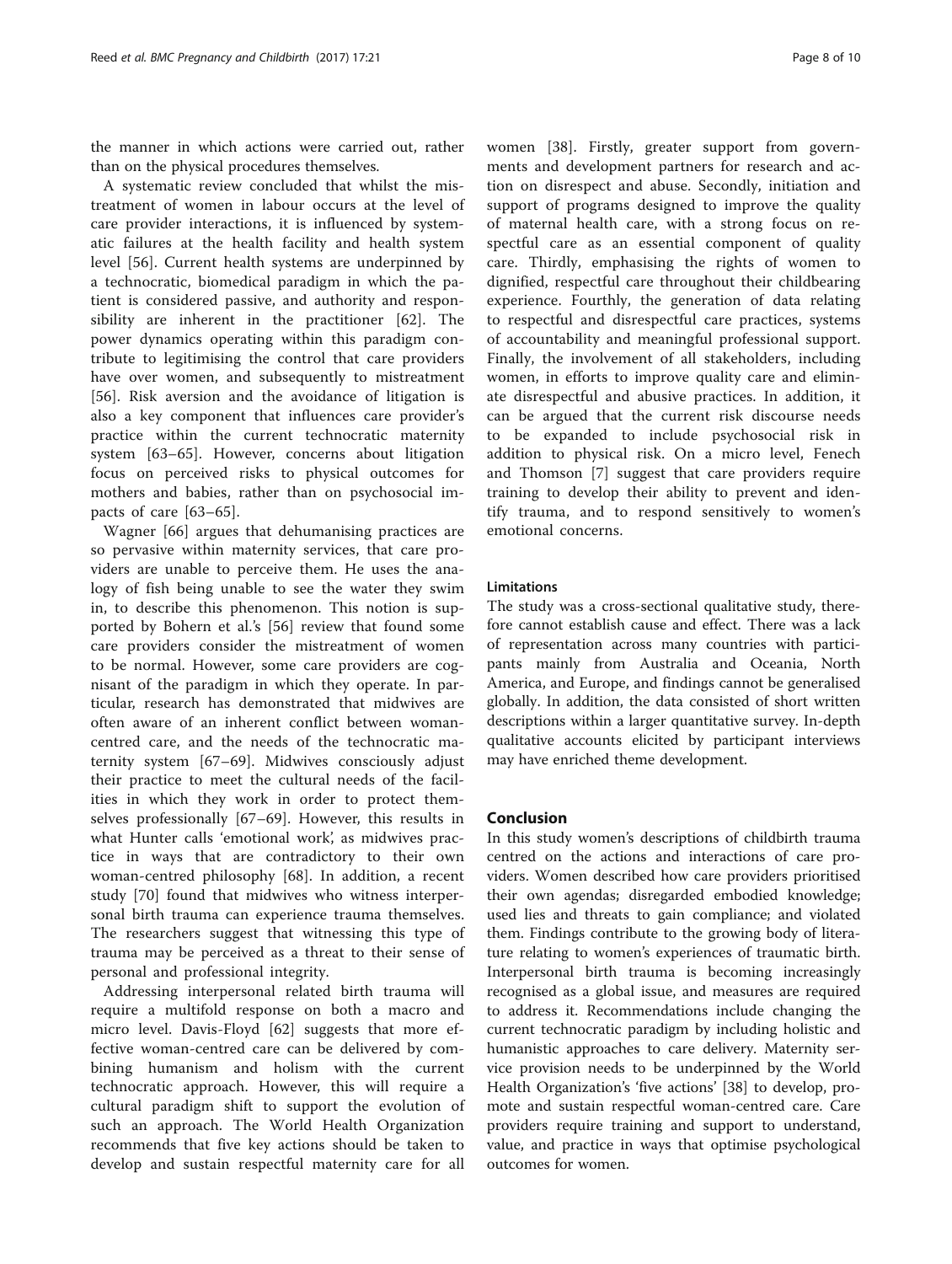the manner in which actions were carried out, rather than on the physical procedures themselves.

A systematic review concluded that whilst the mistreatment of women in labour occurs at the level of care provider interactions, it is influenced by systematic failures at the health facility and health system level [56]. Current health systems are underpinned by a technocratic, biomedical paradigm in which the patient is considered passive, and authority and responsibility are inherent in the practitioner [62]. The power dynamics operating within this paradigm contribute to legitimising the control that care providers have over women, and subsequently to mistreatment [56]. Risk aversion and the avoidance of litigation is also a key component that influences care provider's practice within the current technocratic maternity system [63–65]. However, concerns about litigation focus on perceived risks to physical outcomes for mothers and babies, rather than on psychosocial impacts of care [63–65].

Wagner [66] argues that dehumanising practices are so pervasive within maternity services, that care providers are unable to perceive them. He uses the analogy of fish being unable to see the water they swim in, to describe this phenomenon. This notion is supported by Bohern et al.'s [56] review that found some care providers consider the mistreatment of women to be normal. However, some care providers are cognisant of the paradigm in which they operate. In particular, research has demonstrated that midwives are often aware of an inherent conflict between woman-centred care, and the needs of the technocratic maternity system [67–69]. Midwives consciously adjust their practice to meet the cultural needs of the facilities in which they work in order to protect themselves professionally [67–69]. However, this results in what Hunter calls 'emotional work', as midwives practice in ways that are contradictory to their own woman-centred philosophy [68]. In addition, a recent study [70] found that midwives who witness interpersonal birth trauma can experience trauma themselves. The researchers suggest that witnessing this type of trauma may be perceived as a threat to their sense of personal and professional integrity.

Addressing interpersonal related birth trauma will require a multifold response on both a macro and micro level. Davis-Floyd [62] suggests that more effective woman-centred care can be delivered by combining humanism and holism with the current technocratic approach. However, this will require a cultural paradigm shift to support the evolution of such an approach. The World Health Organization recommends that five key actions should be taken to develop and sustain respectful maternity care for all women [38]. Firstly, greater support from governments and development partners for research and action on disrespect and abuse. Secondly, initiation and support of programs designed to improve the quality of maternal health care, with a strong focus on respectful care as an essential component of quality care. Thirdly, emphasising the rights of women to dignified, respectful care throughout their childbearing experience. Fourthly, the generation of data relating to respectful and disrespectful care practices, systems of accountability and meaningful professional support. Finally, the involvement of all stakeholders, including women, in efforts to improve quality care and eliminate disrespectful and abusive practices. In addition, it can be argued that the current risk discourse needs to be expanded to include psychosocial risk in addition to physical risk. On a micro level, Fenech and Thomson [7] suggest that care providers require training to develop their ability to prevent and identify trauma, and to respond sensitively to women's emotional concerns.

### Limitations

The study was a cross-sectional qualitative study, therefore cannot establish cause and effect. There was a lack of representation across many countries with participants mainly from Australia and Oceania, North America, and Europe, and findings cannot be generalised globally. In addition, the data consisted of short written descriptions within a larger quantitative survey. In-depth qualitative accounts elicited by participant interviews may have enriched theme development.

## Conclusion

In this study women's descriptions of childbirth trauma centred on the actions and interactions of care providers. Women described how care providers prioritised their own agendas; disregarded embodied knowledge; used lies and threats to gain compliance; and violated them. Findings contribute to the growing body of literature relating to women's experiences of traumatic birth. Interpersonal birth trauma is becoming increasingly recognised as a global issue, and measures are required to address it. Recommendations include changing the current technocratic paradigm by including holistic and humanistic approaches to care delivery. Maternity service provision needs to be underpinned by the World Health Organization's 'five actions' [38] to develop, promote and sustain respectful woman-centred care. Care providers require training and support to understand, value, and practice in ways that optimise psychological outcomes for women.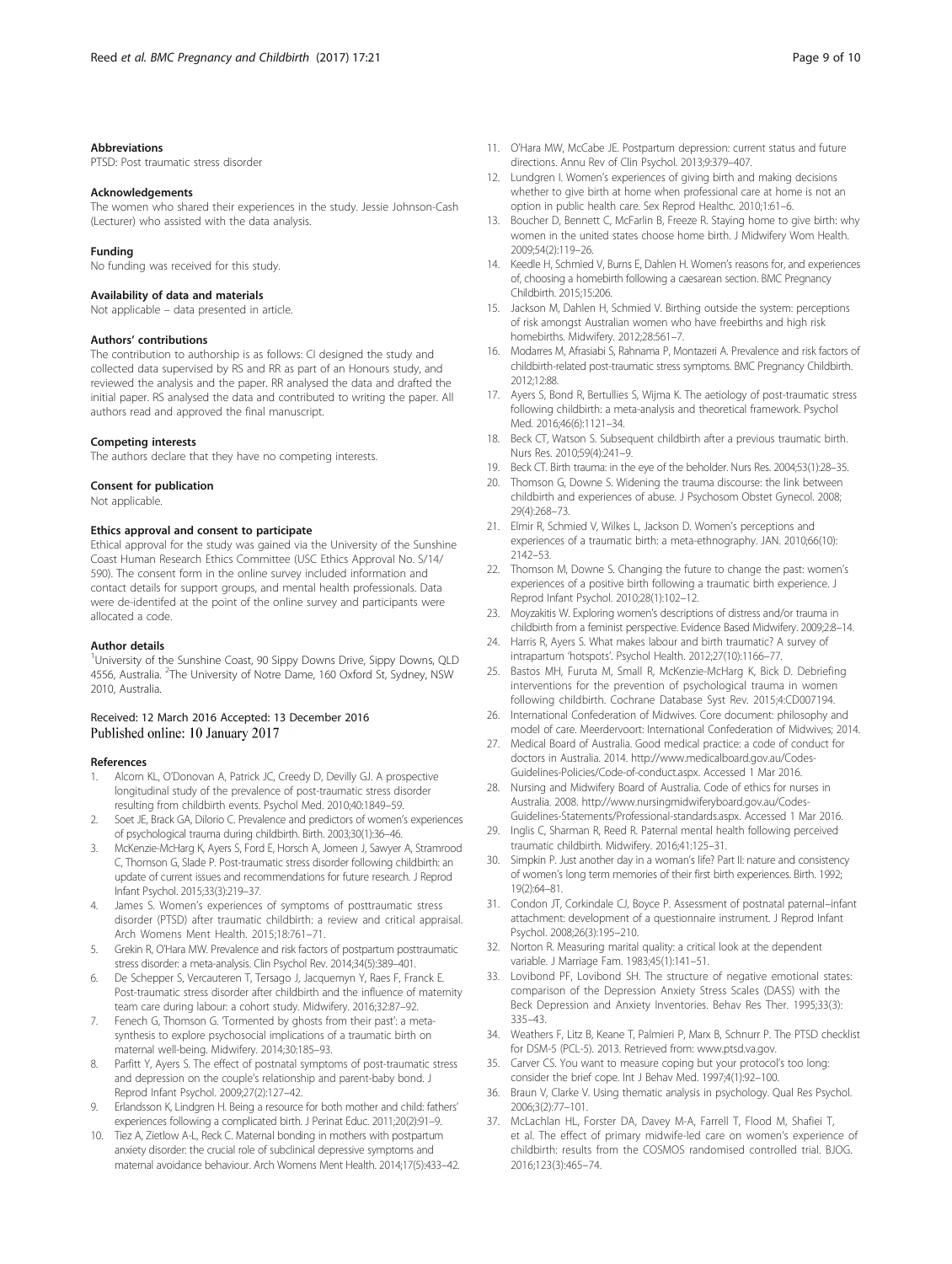### Abbreviations

PTSD: Post traumatic stress disorder

### Acknowledgements

The women who shared their experiences in the study. Jessie Johnson-Cash (Lecturer) who assisted with the data analysis.

### Funding

No funding was received for this study.

### Availability of data and materials

Not applicable – data presented in article.

### Authors' contributions

The contribution to authorship is as follows: CI designed the study and collected data supervised by RS and RR as part of an Honours study, and reviewed the analysis and the paper. RR analysed the data and drafted the initial paper. RS analysed the data and contributed to writing the paper. All authors read and approved the final manuscript.

### Competing interests

The authors declare that they have no competing interests.

### Consent for publication

Not applicable.

### Ethics approval and consent to participate

Ethical approval for the study was gained via the University of the Sunshine Coast Human Research Ethics Committee (USC Ethics Approval No. S/14/590). The consent form in the online survey included information and contact details for support groups, and mental health professionals. Data were de-identifed at the point of the online survey and participants were allocated a code.

### Author details

[1]University of the Sunshine Coast, 90 Sippy Downs Drive, Sippy Downs, QLD 4556, Australia. [2]The University of Notre Dame, 160 Oxford St, Sydney, NSW 2010, Australia.

Received: 12 March 2016 Accepted: 13 December 2016
Published online: 10 January 2017

### References

1. Alcorn KL, O'Donovan A, Patrick JC, Creedy D, Devilly GJ. A prospective longitudinal study of the prevalence of post-traumatic stress disorder resulting from childbirth events. Psychol Med. 2010;40:1849–59.
2. Soet JE, Brack GA, Dilorio C. Prevalence and predictors of women's experiences of psychological trauma during childbirth. Birth. 2003;30(1):36–46.
3. McKenzie-McHarg K, Ayers S, Ford E, Horsch A, Jomeen J, Sawyer A, Stramrood C, Thomson G, Slade P. Post-traumatic stress disorder following childbirth: an update of current issues and recommendations for future research. J Reprod Infant Psychol. 2015;33(3):219–37.
4. James S. Women's experiences of symptoms of posttraumatic stress disorder (PTSD) after traumatic childbirth: a review and critical appraisal. Arch Womens Ment Health. 2015;18:761–71.
5. Grekin R, O'Hara MW. Prevalence and risk factors of postpartum posttraumatic stress disorder: a meta-analysis. Clin Psychol Rev. 2014;34(5):389–401.
6. De Schepper S, Vercauteren T, Tersago J, Jacquemyn Y, Raes F, Franck E. Post-traumatic stress disorder after childbirth and the influence of maternity team care during labour: a cohort study. Midwifery. 2016;32:87–92.
7. Fenech G, Thomson G. 'Tormented by ghosts from their past': a meta-synthesis to explore psychosocial implications of a traumatic birth on maternal well-being. Midwifery. 2014;30:185–93.
8. Parfitt Y, Ayers S. The effect of postnatal symptoms of post-traumatic stress and depression on the couple's relationship and parent-baby bond. J Reprod Infant Psychol. 2009;27(2):127–42.
9. Erlandsson K, Lindgren H. Being a resource for both mother and child: fathers' experiences following a complicated birth. J Perinat Educ. 2011;20(2):91–9.
10. Tiez A, Zietlow A-L, Reck C. Maternal bonding in mothers with postpartum anxiety disorder: the crucial role of subclinical depressive symptoms and maternal avoidance behaviour. Arch Womens Ment Health. 2014;17(5):433–42.
11. O'Hara MW, McCabe JE. Postpartum depression: current status and future directions. Annu Rev of Clin Psychol. 2013;9:379–407.
12. Lundgren I. Women's experiences of giving birth and making decisions whether to give birth at home when professional care at home is not an option in public health care. Sex Reprod Healthc. 2010;1:61–6.
13. Boucher D, Bennett C, McFarlin B, Freeze R. Staying home to give birth: why women in the united states choose home birth. J Midwifery Wom Health. 2009;54(2):119–26.
14. Keedle H, Schmied V, Burns E, Dahlen H. Women's reasons for, and experiences of, choosing a homebirth following a caesarean section. BMC Pregnancy Childbirth. 2015;15:206.
15. Jackson M, Dahlen H, Schmied V. Birthing outside the system: perceptions of risk amongst Australian women who have freebirths and high risk homebirths. Midwifery. 2012;28:561–7.
16. Modarres M, Afrasiabi S, Rahnama P, Montazeri A. Prevalence and risk factors of childbirth-related post-traumatic stress symptoms. BMC Pregnancy Childbirth. 2012;12:88.
17. Ayers S, Bond R, Bertullies S, Wijma K. The aetiology of post-traumatic stress following childbirth: a meta-analysis and theoretical framework. Psychol Med. 2016;46(6):1121–34.
18. Beck CT, Watson S. Subsequent childbirth after a previous traumatic birth. Nurs Res. 2010;59(4):241–9.
19. Beck CT. Birth trauma: in the eye of the beholder. Nurs Res. 2004;53(1):28–35.
20. Thomson G, Downe S. Widening the trauma discourse: the link between childbirth and experiences of abuse. J Psychosom Obstet Gynecol. 2008; 29(4):268–73.
21. Elmir R, Schmied V, Wilkes L, Jackson D. Women's perceptions and experiences of a traumatic birth: a meta-ethnography. JAN. 2010;66(10): 2142–53.
22. Thomson M, Downe S. Changing the future to change the past: women's experiences of a positive birth following a traumatic birth experience. J Reprod Infant Psychol. 2010;28(1):102–12.
23. Moyzakitis W. Exploring women's descriptions of distress and/or trauma in childbirth from a feminist perspective. Evidence Based Midwifery. 2009;2:8–14.
24. Harris R, Ayers S. What makes labour and birth traumatic? A survey of intrapartum 'hotspots'. Psychol Health. 2012;27(10):1166–77.
25. Bastos MH, Furuta M, Small R, McKenzie-McHarg K, Bick D. Debriefing interventions for the prevention of psychological trauma in women following childbirth. Cochrane Database Syst Rev. 2015;4:CD007194.
26. International Confederation of Midwives. Core document: philosophy and model of care. Meerdervoort: International Confederation of Midwives; 2014.
27. Medical Board of Australia. Good medical practice: a code of conduct for doctors in Australia. 2014. http://www.medicalboard.gov.au/Codes-Guidelines-Policies/Code-of-conduct.aspx. Accessed 1 Mar 2016.
28. Nursing and Midwifery Board of Australia. Code of ethics for nurses in Australia. 2008. http://www.nursingmidwiferyboard.gov.au/Codes-Guidelines-Statements/Professional-standards.aspx. Accessed 1 Mar 2016.
29. Inglis C, Sharman R, Reed R. Paternal mental health following perceived traumatic childbirth. Midwifery. 2016;41:125–31.
30. Simpkin P. Just another day in a woman's life? Part II: nature and consistency of women's long term memories of their first birth experiences. Birth. 1992; 19(2):64–81.
31. Condon JT, Corkindale CJ, Boyce P. Assessment of postnatal paternal–infant attachment: development of a questionnaire instrument. J Reprod Infant Psychol. 2008;26(3):195–210.
32. Norton R. Measuring marital quality: a critical look at the dependent variable. J Marriage Fam. 1983;45(1):141–51.
33. Lovibond PF, Lovibond SH. The structure of negative emotional states: comparison of the Depression Anxiety Stress Scales (DASS) with the Beck Depression and Anxiety Inventories. Behav Res Ther. 1995;33(3): 335–43.
34. Weathers F, Litz B, Keane T, Palmieri P, Marx B, Schnurr P. The PTSD checklist for DSM-5 (PCL-5). 2013. Retrieved from: www.ptsd.va.gov.
35. Carver CS. You want to measure coping but your protocol's too long: consider the brief cope. Int J Behav Med. 1997;4(1):92–100.
36. Braun V, Clarke V. Using thematic analysis in psychology. Qual Res Psychol. 2006;3(2):77–101.
37. McLachlan HL, Forster DA, Davey M-A, Farrell T, Flood M, Shafiei T, et al. The effect of primary midwife-led care on women's experience of childbirth: results from the COSMOS randomised controlled trial. BJOG. 2016;123(3):465–74.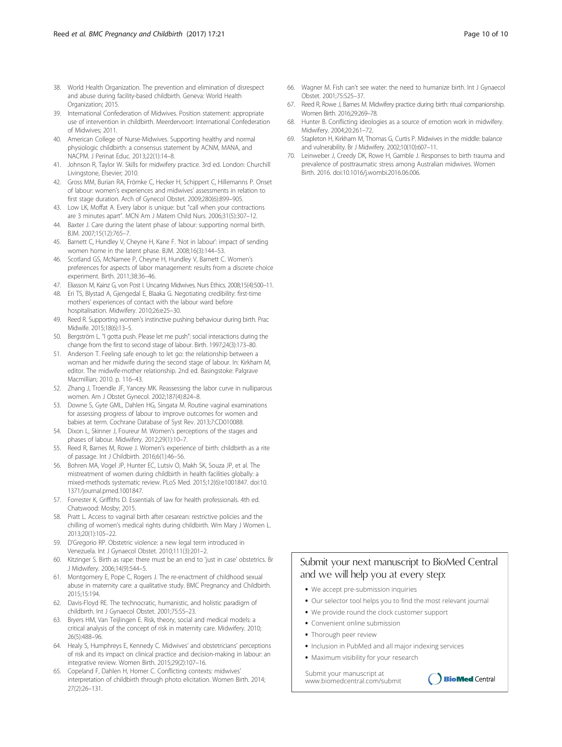38. World Health Organization. The prevention and elimination of disrespect and abuse during facility-based childbirth. Geneva: World Health Organization; 2015.
39. International Confederation of Midwives. Position statement: appropriate use of intervention in childbirth. Meerdervoort: International Confederation of Midwives; 2011.
40. American College of Nurse-Midwives. Supporting healthy and normal physiologic childbirth: a consensus statement by ACNM, MANA, and NACPM. J Perinat Educ. 2013;22(1):14–8.
41. Johnson R, Taylor W. Skills for midwifery practice. 3rd ed. London: Churchill Livingstone, Elsevier; 2010.
42. Gross MM, Burian RA, Frömke C, Hecker H, Schippert C, Hillemanns P. Onset of labour: women's experiences and midwives' assessments in relation to first stage duration. Arch of Gynecol Obstet. 2009;280(6):899–905.
43. Low LK, Moffat A. Every labor is unique: but "call when your contractions are 3 minutes apart". MCN Am J Matern Child Nurs. 2006;31(5):307–12.
44. Baxter J. Care during the latent phase of labour: supporting normal birth. BJM. 2007;15(12):765–7.
45. Barnett C, Hundley V, Cheyne H, Kane F. 'Not in labour': impact of sending women home in the latent phase. BJM. 2008;16(3):144–53.
46. Scotland GS, McNamee P, Cheyne H, Hundley V, Barnett C. Women's preferences for aspects of labor management: results from a discrete choice experiment. Birth. 2011;38:36–46.
47. Eliasson M, Kainz G, von Post I. Uncaring Midwives. Nurs Ethics. 2008;15(4):500–11.
48. Eri TS, Blystad A, Gjengedal E, Blaaka G. Negotiating credibility: first-time mothers' experiences of contact with the labour ward before hospitalisation. Midwifery. 2010;26:e25–30.
49. Reed R. Supporting women's instinctive pushing behaviour during birth. Prac Midwife. 2015;18(6):13–5.
50. Bergström L. "I gotta push. Please let me push": social interactions during the change from the first to second stage of labour. Birth. 1997;24(3):173–80.
51. Anderson T. Feeling safe enough to let go: the relationship between a woman and her midwife during the second stage of labour. In: Kirkham M, editor. The midwife-mother relationship. 2nd ed. Basingstoke: Palgrave Macmillian; 2010. p. 116–43.
52. Zhang J, Troendle JF, Yancey MK. Reassessing the labor curve in nulliparous women. Am J Obstet Gynecol. 2002;187(4):824–8.
53. Downe S, Gyte GML, Dahlen HG, Singata M. Routine vaginal examinations for assessing progress of labour to improve outcomes for women and babies at term. Cochrane Database of Syst Rev. 2013;7:CD010088.
54. Dixon L, Skinner J, Foureur M. Women's perceptions of the stages and phases of labour. Midwifery. 2012;29(1):10–7.
55. Reed R, Barnes M, Rowe J. Women's experience of birth: childbirth as a rite of passage. Int J Childbirth. 2016;6(1):46–56.
56. Bohren MA, Vogel JP, Hunter EC, Lutsiv O, Makh SK, Souza JP, et al. The mistreatment of women during childbirth in health facilities globally: a mixed-methods systematic review. PLoS Med. 2015;12(6):e1001847. doi:10.1371/journal.pmed.1001847.
57. Forrester K, Griffiths D. Essentials of law for health professionals. 4th ed. Chatswood: Mosby; 2015.
58. Pratt L. Access to vaginal birth after cesarean: restrictive policies and the chilling of women's medical rights during childbirth. Wm Mary J Women L. 2013;20(1):105–22.
59. D'Gregorio RP. Obstetric violence: a new legal term introduced in Venezuela. Int J Gynaecol Obstet. 2010;111(3):201–2.
60. Kitzinger S. Birth as rape: there must be an end to 'just in case' obstetrics. Br J Midwifery. 2006;14(9):544–5.
61. Montgomery E, Pope C, Rogers J. The re-enactment of childhood sexual abuse in maternity care: a qualitative study. BMC Pregnancy and Childbirth. 2015;15:194.
62. Davis-Floyd RE. The technocratic, humanistic, and holistic paradigm of childbirth. Int J Gynaecol Obstet. 2001;75:S5–23.
63. Bryers HM, Van Teijlingen E. Risk, theory, social and medical models: a critical analysis of the concept of risk in maternity care. Midwifery. 2010; 26(5):488–96.
64. Healy S, Humphreys E, Kennedy C. Midwives' and obstetricians' perceptions of risk and its impact on clinical practice and decision-making in labour: an integrative review. Women Birth. 2015;29(2):107–16.
65. Copeland F, Dahlen H, Homer C. Conflicting contexts: midwives' interpretation of childbirth through photo elicitation. Women Birth. 2014; 27(2):26–131.
66. Wagner M. Fish can't see water: the need to humanize birth. Int J Gynaecol Obstet. 2001;75:S25–37.
67. Reed R, Rowe J, Barnes M. Midwifery practice during birth: ritual companionship. Women Birth. 2016;29:269–78.
68. Hunter B. Conflicting ideologies as a source of emotion work in midwifery. Midwifery. 2004;20:261–72.
69. Stapleton H, Kirkham M, Thomas G, Curtis P. Midwives in the middle: balance and vulnerability. Br J Midwifery. 2002;10(10):607–11.
70. Leinweber J, Creedy DK, Rowe H, Gamble J. Responses to birth trauma and prevalence of posttraumatic stress among Australian midwives. Women Birth. 2016. doi:10.1016/j.wombi.2016.06.006.

Submit your next manuscript to BioMed Central and we will help you at every step:

- We accept pre-submission inquiries
- Our selector tool helps you to find the most relevant journal
- We provide round the clock customer support
- Convenient online submission
- Thorough peer review
- Inclusion in PubMed and all major indexing services
- Maximum visibility for your research

Submit your manuscript at
www.biomedcentral.com/submit

BioMed Central